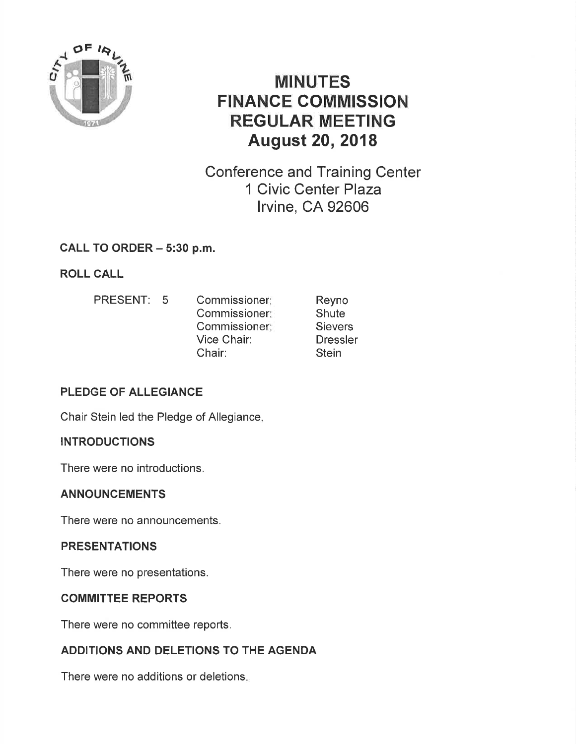# MINUTES
# FINANCE COMMISSION
# REGULAR MEETING
# August 20, 2018

Conference and Training Center
1 Civic Center Plaza
Irvine, CA 92606

**CALL TO ORDER – 5:30 p.m.**

**ROLL CALL**

| PRESENT: 5 | Commissioner: | Reyno |
|---|---|---|
| | Commissioner: | Shute |
| | Commissioner: | Sievers |
| | Vice Chair: | Dressler |
| | Chair: | Stein |

**PLEDGE OF ALLEGIANCE**

Chair Stein led the Pledge of Allegiance.

**INTRODUCTIONS**

There were no introductions.

**ANNOUNCEMENTS**

There were no announcements.

**PRESENTATIONS**

There were no presentations.

**COMMITTEE REPORTS**

There were no committee reports.

**ADDITIONS AND DELETIONS TO THE AGENDA**

There were no additions or deletions.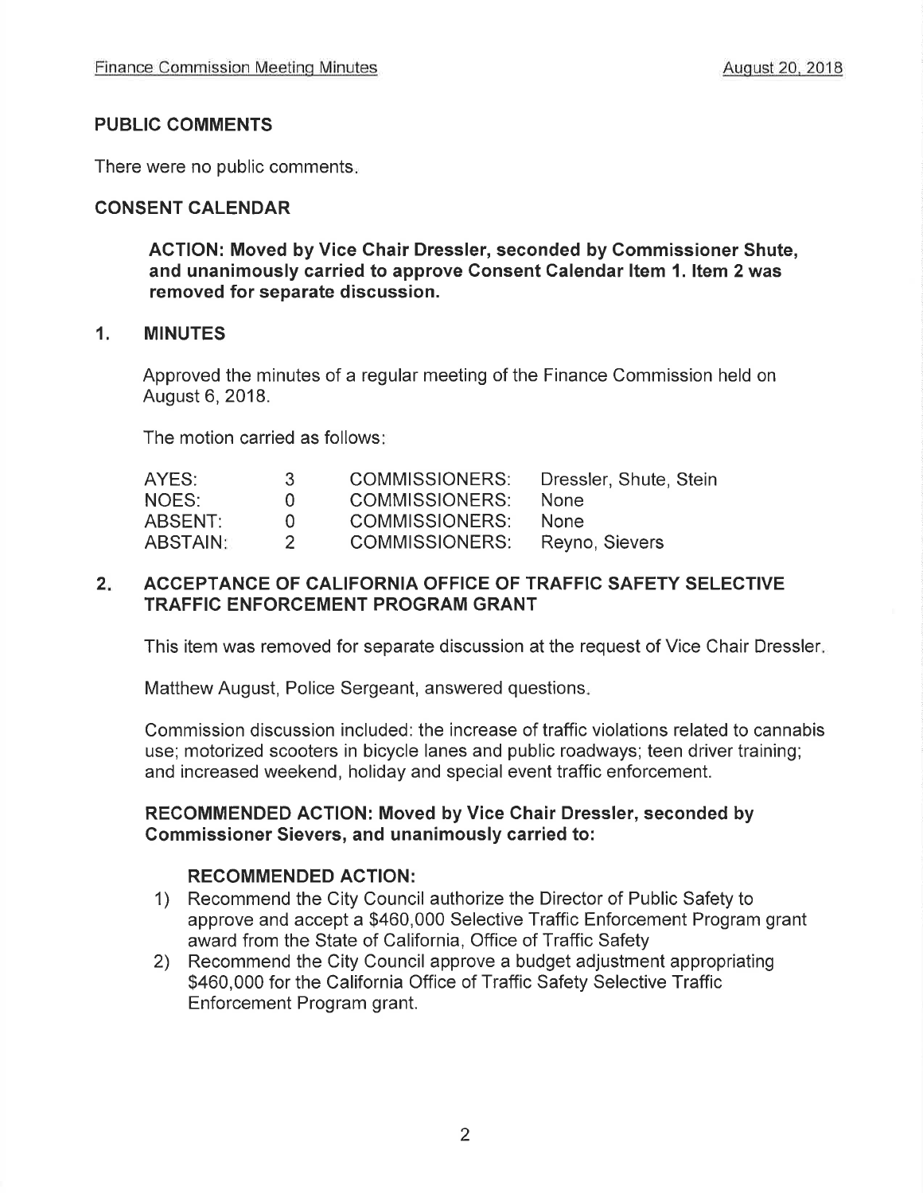## PUBLIC COMMENTS

There were no public comments.

## CONSENT CALENDAR

**ACTION: Moved by Vice Chair Dressler, seconded by Commissioner Shute, and unanimously carried to approve Consent Calendar Item 1. Item 2 was removed for separate discussion.**

### 1. MINUTES

Approved the minutes of a regular meeting of the Finance Commission held on August 6, 2018.

The motion carried as follows:

| | | | |
|---|---|---|---|
| AYES: | 3 | COMMISSIONERS: | Dressler, Shute, Stein |
| NOES: | 0 | COMMISSIONERS: | None |
| ABSENT: | 0 | COMMISSIONERS: | None |
| ABSTAIN: | 2 | COMMISSIONERS: | Reyno, Sievers |

### 2. ACCEPTANCE OF CALIFORNIA OFFICE OF TRAFFIC SAFETY SELECTIVE TRAFFIC ENFORCEMENT PROGRAM GRANT

This item was removed for separate discussion at the request of Vice Chair Dressler.

Matthew August, Police Sergeant, answered questions.

Commission discussion included: the increase of traffic violations related to cannabis use; motorized scooters in bicycle lanes and public roadways; teen driver training; and increased weekend, holiday and special event traffic enforcement.

**RECOMMENDED ACTION: Moved by Vice Chair Dressler, seconded by Commissioner Sievers, and unanimously carried to:**

**RECOMMENDED ACTION:**

1) Recommend the City Council authorize the Director of Public Safety to approve and accept a $460,000 Selective Traffic Enforcement Program grant award from the State of California, Office of Traffic Safety
2) Recommend the City Council approve a budget adjustment appropriating $460,000 for the California Office of Traffic Safety Selective Traffic Enforcement Program grant.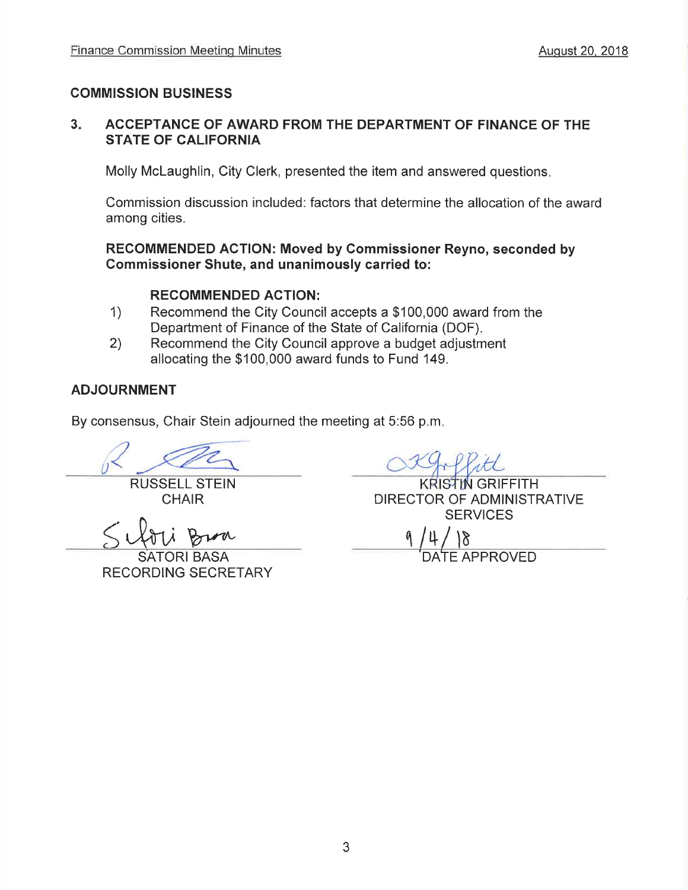## COMMISSION BUSINESS

### 3. ACCEPTANCE OF AWARD FROM THE DEPARTMENT OF FINANCE OF THE STATE OF CALIFORNIA

Molly McLaughlin, City Clerk, presented the item and answered questions.

Commission discussion included: factors that determine the allocation of the award among cities.

**RECOMMENDED ACTION: Moved by Commissioner Reyno, seconded by Commissioner Shute, and unanimously carried to:**

**RECOMMENDED ACTION:**

1) Recommend the City Council accepts a $100,000 award from the Department of Finance of the State of California (DOF).
2) Recommend the City Council approve a budget adjustment allocating the $100,000 award funds to Fund 149.

## ADJOURNMENT

By consensus, Chair Stein adjourned the meeting at 5:56 p.m.

RUSSELL STEIN
CHAIR

SATORI BASA
RECORDING SECRETARY

KRISTIN GRIFFITH
DIRECTOR OF ADMINISTRATIVE SERVICES

9/4/18
DATE APPROVED